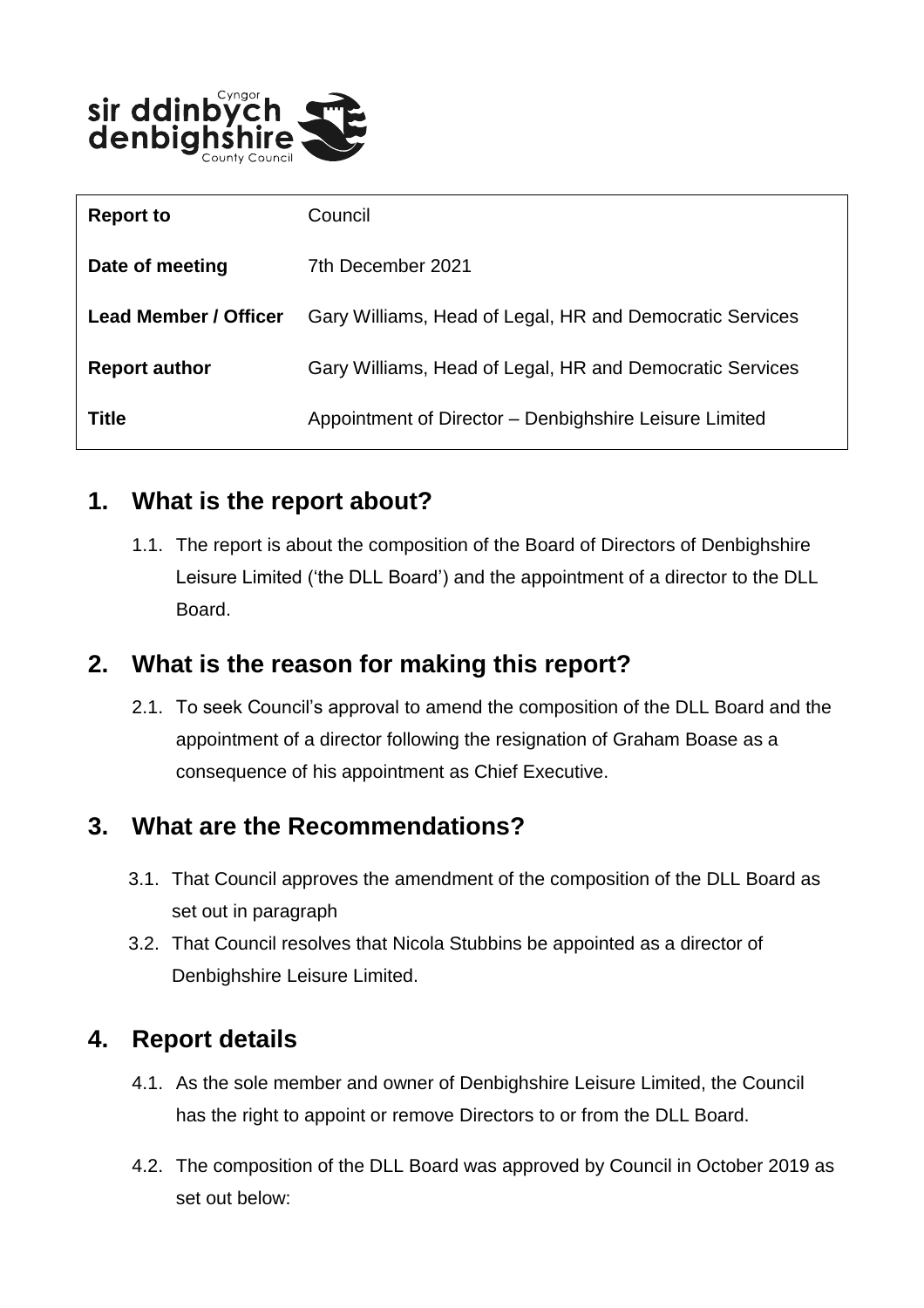| Report to | Council |
| --- | --- |
| Date of meeting | 7th December 2021 |
| Lead Member / Officer | Gary Williams, Head of Legal, HR and Democratic Services |
| Report author | Gary Williams, Head of Legal, HR and Democratic Services |
| Title | Appointment of Director – Denbighshire Leisure Limited |

## 1. What is the report about?

1.1. The report is about the composition of the Board of Directors of Denbighshire Leisure Limited ('the DLL Board') and the appointment of a director to the DLL Board.

## 2. What is the reason for making this report?

2.1. To seek Council's approval to amend the composition of the DLL Board and the appointment of a director following the resignation of Graham Boase as a consequence of his appointment as Chief Executive.

## 3. What are the Recommendations?

3.1. That Council approves the amendment of the composition of the DLL Board as set out in paragraph

3.2. That Council resolves that Nicola Stubbins be appointed as a director of Denbighshire Leisure Limited.

## 4. Report details

4.1. As the sole member and owner of Denbighshire Leisure Limited, the Council has the right to appoint or remove Directors to or from the DLL Board.

4.2. The composition of the DLL Board was approved by Council in October 2019 as set out below: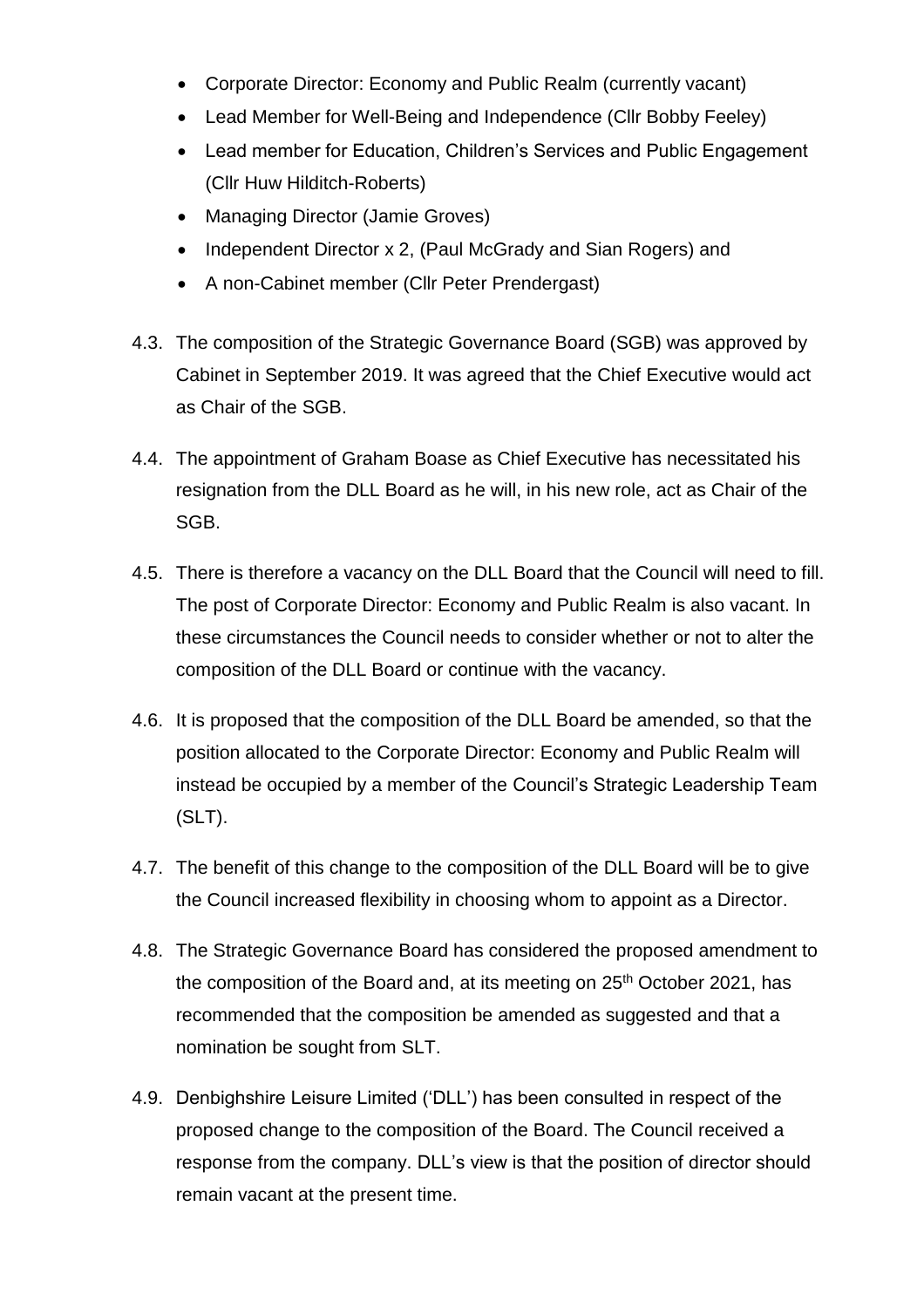- Corporate Director: Economy and Public Realm (currently vacant)
- Lead Member for Well-Being and Independence (Cllr Bobby Feeley)
- Lead member for Education, Children's Services and Public Engagement (Cllr Huw Hilditch-Roberts)
- Managing Director (Jamie Groves)
- Independent Director x 2, (Paul McGrady and Sian Rogers) and
- A non-Cabinet member (Cllr Peter Prendergast)

4.3. The composition of the Strategic Governance Board (SGB) was approved by Cabinet in September 2019. It was agreed that the Chief Executive would act as Chair of the SGB.

4.4. The appointment of Graham Boase as Chief Executive has necessitated his resignation from the DLL Board as he will, in his new role, act as Chair of the SGB.

4.5. There is therefore a vacancy on the DLL Board that the Council will need to fill. The post of Corporate Director: Economy and Public Realm is also vacant. In these circumstances the Council needs to consider whether or not to alter the composition of the DLL Board or continue with the vacancy.

4.6. It is proposed that the composition of the DLL Board be amended, so that the position allocated to the Corporate Director: Economy and Public Realm will instead be occupied by a member of the Council's Strategic Leadership Team (SLT).

4.7. The benefit of this change to the composition of the DLL Board will be to give the Council increased flexibility in choosing whom to appoint as a Director.

4.8. The Strategic Governance Board has considered the proposed amendment to the composition of the Board and, at its meeting on 25th October 2021, has recommended that the composition be amended as suggested and that a nomination be sought from SLT.

4.9. Denbighshire Leisure Limited ('DLL') has been consulted in respect of the proposed change to the composition of the Board. The Council received a response from the company. DLL's view is that the position of director should remain vacant at the present time.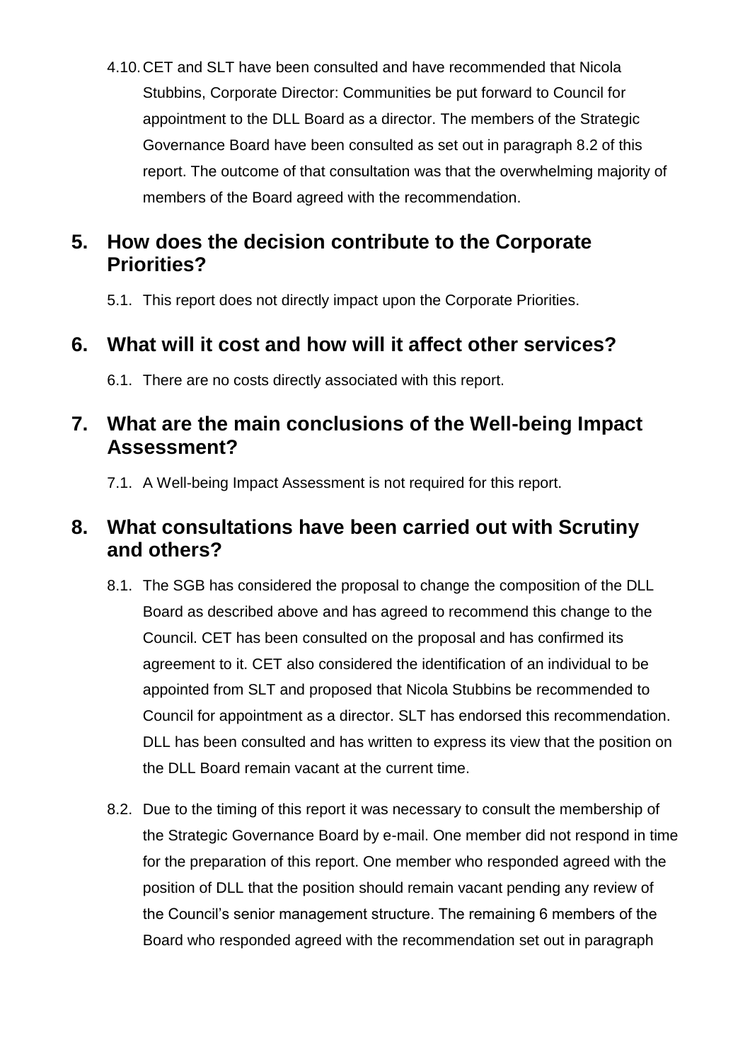4.10. CET and SLT have been consulted and have recommended that Nicola Stubbins, Corporate Director: Communities be put forward to Council for appointment to the DLL Board as a director. The members of the Strategic Governance Board have been consulted as set out in paragraph 8.2 of this report. The outcome of that consultation was that the overwhelming majority of members of the Board agreed with the recommendation.

## 5. How does the decision contribute to the Corporate Priorities?

5.1. This report does not directly impact upon the Corporate Priorities.

## 6. What will it cost and how will it affect other services?

6.1. There are no costs directly associated with this report.

## 7. What are the main conclusions of the Well-being Impact Assessment?

7.1. A Well-being Impact Assessment is not required for this report.

## 8. What consultations have been carried out with Scrutiny and others?

8.1. The SGB has considered the proposal to change the composition of the DLL Board as described above and has agreed to recommend this change to the Council. CET has been consulted on the proposal and has confirmed its agreement to it. CET also considered the identification of an individual to be appointed from SLT and proposed that Nicola Stubbins be recommended to Council for appointment as a director. SLT has endorsed this recommendation. DLL has been consulted and has written to express its view that the position on the DLL Board remain vacant at the current time.

8.2. Due to the timing of this report it was necessary to consult the membership of the Strategic Governance Board by e-mail. One member did not respond in time for the preparation of this report. One member who responded agreed with the position of DLL that the position should remain vacant pending any review of the Council's senior management structure. The remaining 6 members of the Board who responded agreed with the recommendation set out in paragraph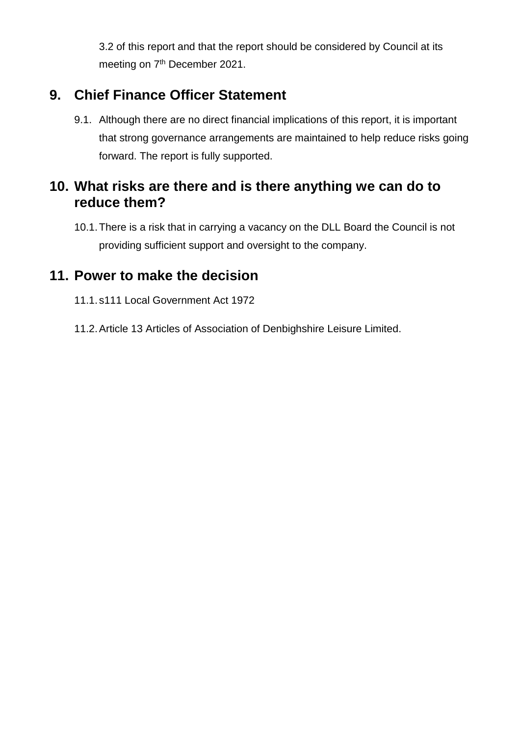3.2 of this report and that the report should be considered by Council at its meeting on 7th December 2021.

## 9. Chief Finance Officer Statement

9.1. Although there are no direct financial implications of this report, it is important that strong governance arrangements are maintained to help reduce risks going forward. The report is fully supported.

## 10. What risks are there and is there anything we can do to reduce them?

10.1. There is a risk that in carrying a vacancy on the DLL Board the Council is not providing sufficient support and oversight to the company.

## 11. Power to make the decision

11.1. s111 Local Government Act 1972

11.2. Article 13 Articles of Association of Denbighshire Leisure Limited.